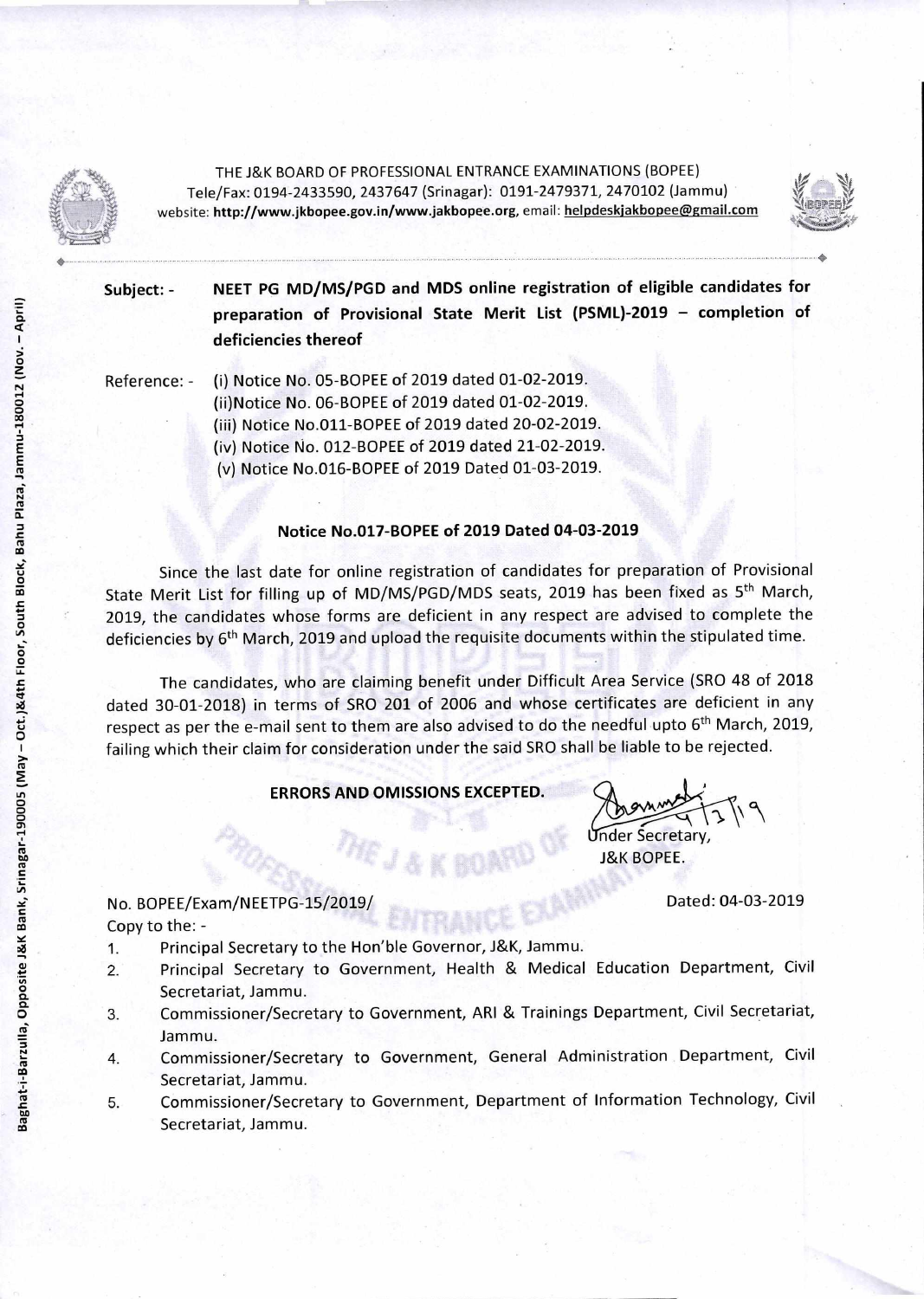THE J&K BOARD OF PROFESSIONAL ENTRANCE EXAMINATIONS (BOPEE)
Tele/Fax: 0194-2433590, 2437647 (Srinagar): 0191-2479371, 2470102 (Jammu)
website: **http://www.jkbopee.gov.in/www.jakbopee.org**, email: helpdeskjakbopee@gmail.com

Baghat-i-Barzulla, Opposite J&K Bank, Srinagar-190005 (May – Oct.)&4th Floor, South Block, Bahu Plaza, Jammu-180012 (Nov. – April)

**Subject: -** **NEET PG MD/MS/PGD and MDS online registration of eligible candidates for preparation of Provisional State Merit List (PSML)-2019 – completion of deficiencies thereof**

Reference: -
(i) Notice No. 05-BOPEE of 2019 dated 01-02-2019.
(ii)Notice No. 06-BOPEE of 2019 dated 01-02-2019.
(iii) Notice No.011-BOPEE of 2019 dated 20-02-2019.
(iv) Notice No. 012-BOPEE of 2019 dated 21-02-2019.
(v) Notice No.016-BOPEE of 2019 Dated 01-03-2019.

**Notice No.017-BOPEE of 2019 Dated 04-03-2019**

Since the last date for online registration of candidates for preparation of Provisional State Merit List for filling up of MD/MS/PGD/MDS seats, 2019 has been fixed as 5th March, 2019, the candidates whose forms are deficient in any respect are advised to complete the deficiencies by 6th March, 2019 and upload the requisite documents within the stipulated time.

The candidates, who are claiming benefit under Difficult Area Service (SRO 48 of 2018 dated 30-01-2018) in terms of SRO 201 of 2006 and whose certificates are deficient in any respect as per the e-mail sent to them are also advised to do the needful upto 6th March, 2019, failing which their claim for consideration under the said SRO shall be liable to be rejected.

**ERRORS AND OMISSIONS EXCEPTED.**

Under Secretary,
J&K BOPEE.

No. BOPEE/Exam/NEETPG-15/2019/ Dated: 04-03-2019

Copy to the: -

1. Principal Secretary to the Hon'ble Governor, J&K, Jammu.
2. Principal Secretary to Government, Health & Medical Education Department, Civil Secretariat, Jammu.
3. Commissioner/Secretary to Government, ARI & Trainings Department, Civil Secretariat, Jammu.
4. Commissioner/Secretary to Government, General Administration Department, Civil Secretariat, Jammu.
5. Commissioner/Secretary to Government, Department of Information Technology, Civil Secretariat, Jammu.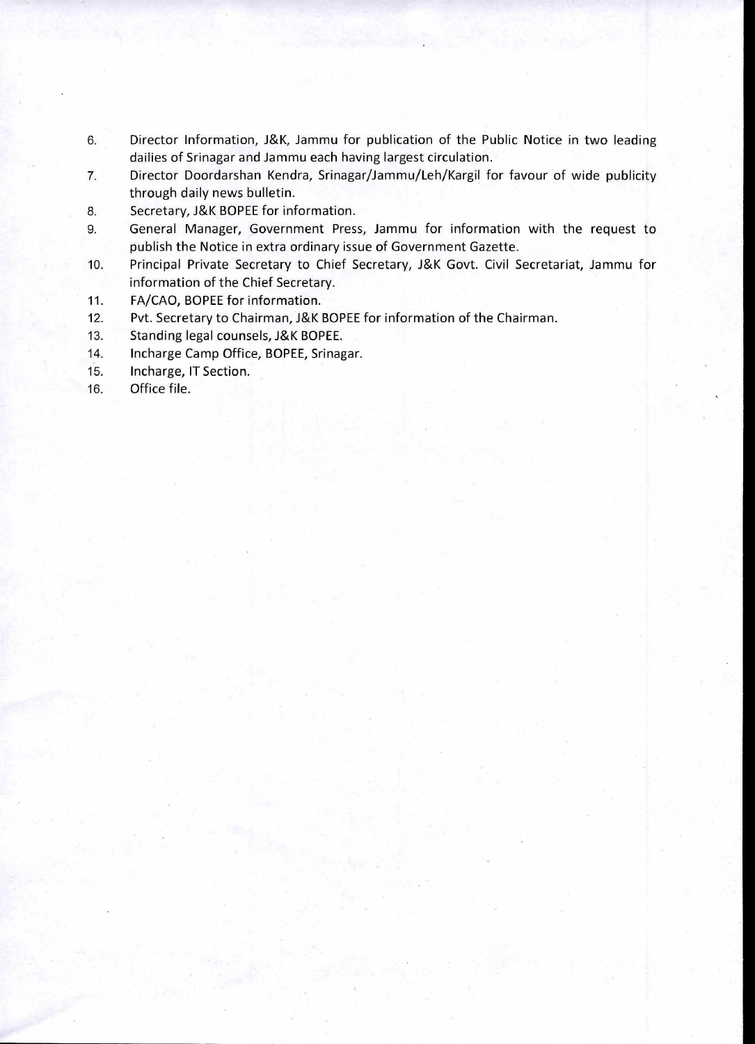6. Director Information, J&K, Jammu for publication of the Public Notice in two leading dailies of Srinagar and Jammu each having largest circulation.
7. Director Doordarshan Kendra, Srinagar/Jammu/Leh/Kargil for favour of wide publicity through daily news bulletin.
8. Secretary, J&K BOPEE for information.
9. General Manager, Government Press, Jammu for information with the request to publish the Notice in extra ordinary issue of Government Gazette.
10. Principal Private Secretary to Chief Secretary, J&K Govt. Civil Secretariat, Jammu for information of the Chief Secretary.
11. FA/CAO, BOPEE for information.
12. Pvt. Secretary to Chairman, J&K BOPEE for information of the Chairman.
13. Standing legal counsels, J&K BOPEE.
14. Incharge Camp Office, BOPEE, Srinagar.
15. Incharge, IT Section.
16. Office file.